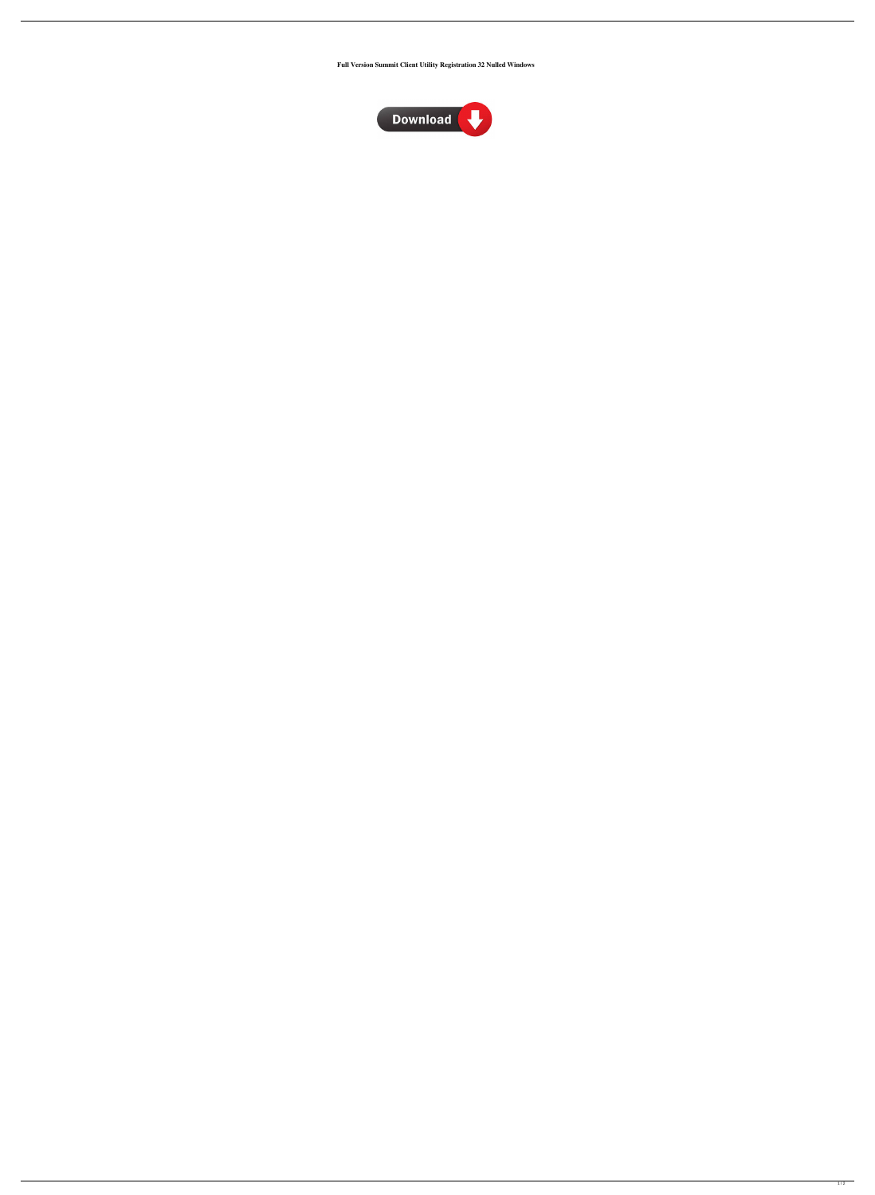**Full Version Summit Client Utility Registration 32 Nulled Windows**

Download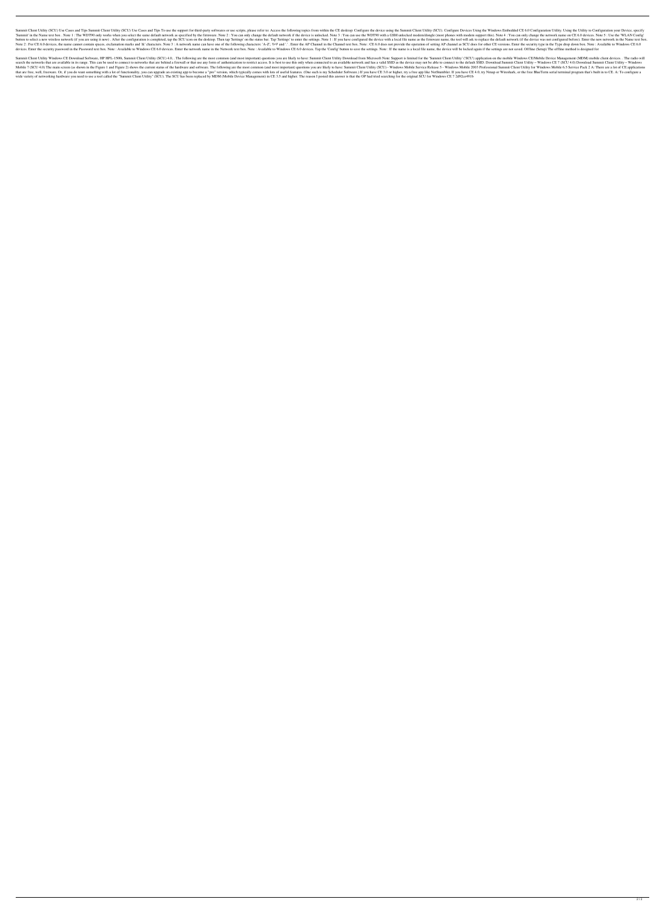Summit Client Utility (SCU) Use Cases and Tips Summit Client Utility (SCU) Use Cases and Tips To use the support for third-party softwares or use scripts, please refer to: Access the following topics from within the CE desktop: Configure the device using the Summit Client Utility (SCU). Configure Devices Using the Windows Embedded CE 6.0 Configuration Utility. Using the Utility to Configuration your Device, specify 'Summit' in the Name text box . Note 1 : The WDT90 only works when you select the same default network as specified by the firmware. Note 2 : You can only change the default network if the device is unlocked. Note 3 : You can use the WDT90 with a GSM unlocked modem/dongle (most phones with modem support this). Note 4 : You can only change the network name on CE 6.0 devices. Note 5 : Use the 'WLAN Config' button to select a new wireless network (if you are using it now) . After the configuration is completed, tap the SCU icon on the desktop. Then tap 'Settings' on the status bar. Tap 'Settings' to enter the settings. Note 1 : If you have configured the device with a local file name as the firmware name, the tool will ask to replace the default network (if the device was not configured before). Enter the new network in the Name text box. Note 2 : For CE 6.0 devices, the name cannot contain spaces, exclamation marks and '&' characters. Note 3 : A network name can have one of the following characters: 'A-Z', '0-9' and '.' . Enter the AP Channel in the Channel text box. Note : CE 6.0 does not provide the operation of setting AP channel as SCU does for other CE versions. Enter the security type in the Type drop down box. Note : Available to Windows CE 6.0 devices. Enter the security password in the Password text box. Note : Available to Windows CE 6.0 devices. Enter the network name in the Network text box. Note : Available to Windows CE 6.0 devices. Tap the 'Config' button to save the settings. Note : If the name is a local file name, the device will be locked again if the settings are not saved. Offline (Setup) The offline method is designed for

Summit Client Utility Windows CE Download Software, HP HPL-1500, Summit Client Utility (SCU) 4.0, . The following are the most common (and most important) questions you are likely to have: Summit Client Utility Download from Microsoft Note: Support is limited for the 'Summit Client Utility' ('SCU') application on the mobile Windows CE/Mobile Device Management (MDM) mobile client devices. . The radio will search the networks that are available in its range. This can be used to connect to networks that are behind a firewall or that use any form of authentication to restrict access. It is best to use this only when connected to an available network and has a valid SSID as the device may not be able to connect to the default SSID. Download Summit Client Utility – Windows CE 7 (SCU 4.0) Download Summit Client Utility – Windows Mobile 7 (SCU 4.0) The main screen (as shown in the Figure 1 and Figure 2) shows the current status of the hardware and software. The following are the most common (and most important) questions you are likely to have: Summit Client Utility (SCU) - Windows Mobile Service Release 5 - Windows Mobile 2003 Professional Summit Client Utility for Windows Mobile 6.5 Service Pack 2 A: There are a lot of CE applications that are free, well, freeware. Or, if you do want something with a lot of functionality, you can upgrade an existing app to become a "pro" version, which typically comes with lots of useful features. (One such is my Scheduler Software.) If you have CE 3.0 or higher, try a free app like NetStumbler. If you have CE 4.0, try Nmap or Wireshark, or the free BlueTerm serial terminal program that's built in to CE. A: To configure a wide variety of networking hardware you need to use a tool called the "Summit Client Utility" (SCU). The SCU has been replaced by MDM (Mobile Device Management) in CE 3.5 and higher. The reason I posted this answer is that the OP had tried searching for the original SCU for Windows CE 7 2d92ce491b